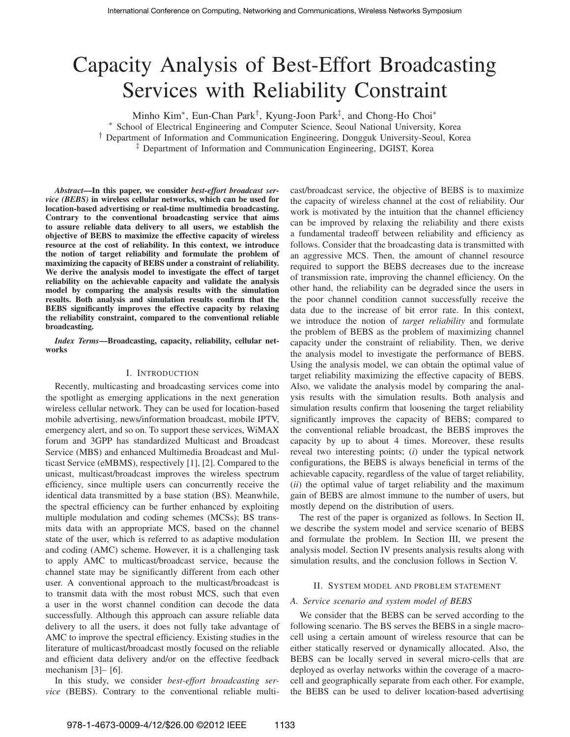# Capacity Analysis of Best-Effort Broadcasting Services with Reliability Constraint

Minho Kim*, Eun-Chan Park†, Kyung-Joon Park‡, and Chong-Ho Choi*

\* School of Electrical Engineering and Computer Science, Seoul National University, Korea

† Department of Information and Communication Engineering, Dongguk University-Seoul, Korea

‡ Department of Information and Communication Engineering, DGIST, Korea

***Abstract*—In this paper, we consider *best-effort broadcast service (BEBS)* in wireless cellular networks, which can be used for location-based advertising or real-time multimedia broadcasting. Contrary to the conventional broadcasting service that aims to assure reliable data delivery to all users, we establish the objective of BEBS to maximize the effective capacity of wireless resource at the cost of reliability. In this context, we introduce the notion of target reliability and formulate the problem of maximizing the capacity of BEBS under a constraint of reliability. We derive the analysis model to investigate the effect of target reliability on the achievable capacity and validate the analysis model by comparing the analysis results with the simulation results. Both analysis and simulation results confirm that the BEBS significantly improves the effective capacity by relaxing the reliability constraint, compared to the conventional reliable broadcasting.**

***Index Terms*—Broadcasting, capacity, reliability, cellular networks**

## I. Introduction

Recently, multicasting and broadcasting services come into the spotlight as emerging applications in the next generation wireless cellular network. They can be used for location-based mobile advertising, news/information broadcast, mobile IPTV, emergency alert, and so on. To support these services, WiMAX forum and 3GPP has standardized Multicast and Broadcast Service (MBS) and enhanced Multimedia Broadcast and Multicast Service (eMBMS), respectively [1], [2]. Compared to the unicast, multicast/broadcast improves the wireless spectrum efficiency, since multiple users can concurrently receive the identical data transmitted by a base station (BS). Meanwhile, the spectral efficiency can be further enhanced by exploiting multiple modulation and coding schemes (MCSs); BS transmits data with an appropriate MCS, based on the channel state of the user, which is referred to as adaptive modulation and coding (AMC) scheme. However, it is a challenging task to apply AMC to multicast/broadcast service, because the channel state may be significantly different from each other user. A conventional approach to the multicast/broadcast is to transmit data with the most robust MCS, such that even a user in the worst channel condition can decode the data successfully. Although this approach can assure reliable data delivery to all the users, it does not fully take advantage of AMC to improve the spectral efficiency. Existing studies in the literature of multicast/broadcast mostly focused on the reliable and efficient data delivery and/or on the effective feedback mechanism [3]– [6].

In this study, we consider *best-effort broadcasting service* (BEBS). Contrary to the conventional reliable multicast/broadcast service, the objective of BEBS is to maximize the capacity of wireless channel at the cost of reliability. Our work is motivated by the intuition that the channel efficiency can be improved by relaxing the reliability and there exists a fundamental tradeoff between reliability and efficiency as follows. Consider that the broadcasting data is transmitted with an aggressive MCS. Then, the amount of channel resource required to support the BEBS decreases due to the increase of transmission rate, improving the channel efficiency. On the other hand, the reliability can be degraded since the users in the poor channel condition cannot successfully receive the data due to the increase of bit error rate. In this context, we introduce the notion of *target reliability* and formulate the problem of BEBS as the problem of maximizing channel capacity under the constraint of reliability. Then, we derive the analysis model to investigate the performance of BEBS. Using the analysis model, we can obtain the optimal value of target reliability maximizing the effective capacity of BEBS. Also, we validate the analysis model by comparing the analysis results with the simulation results. Both analysis and simulation results confirm that loosening the target reliability significantly improves the capacity of BEBS; compared to the conventional reliable broadcast, the BEBS improves the capacity by up to about 4 times. Moreover, these results reveal two interesting points; (*i*) under the typical network configurations, the BEBS is always beneficial in terms of the achievable capacity, regardless of the value of target reliability, (*ii*) the optimal value of target reliability and the maximum gain of BEBS are almost immune to the number of users, but mostly depend on the distribution of users.

The rest of the paper is organized as follows. In Section II, we describe the system model and service scenario of BEBS and formulate the problem. In Section III, we present the analysis model. Section IV presents analysis results along with simulation results, and the conclusion follows in Section V.

## II. System model and problem statement

### A. Service scenario and system model of BEBS

We consider that the BEBS can be served according to the following scenario. The BS serves the BEBS in a single macro-cell using a certain amount of wireless resource that can be either statically reserved or dynamically allocated. Also, the BEBS can be locally served in several micro-cells that are deployed as overlay networks within the coverage of a macro-cell and geographically separate from each other. For example, the BEBS can be used to deliver location-based advertising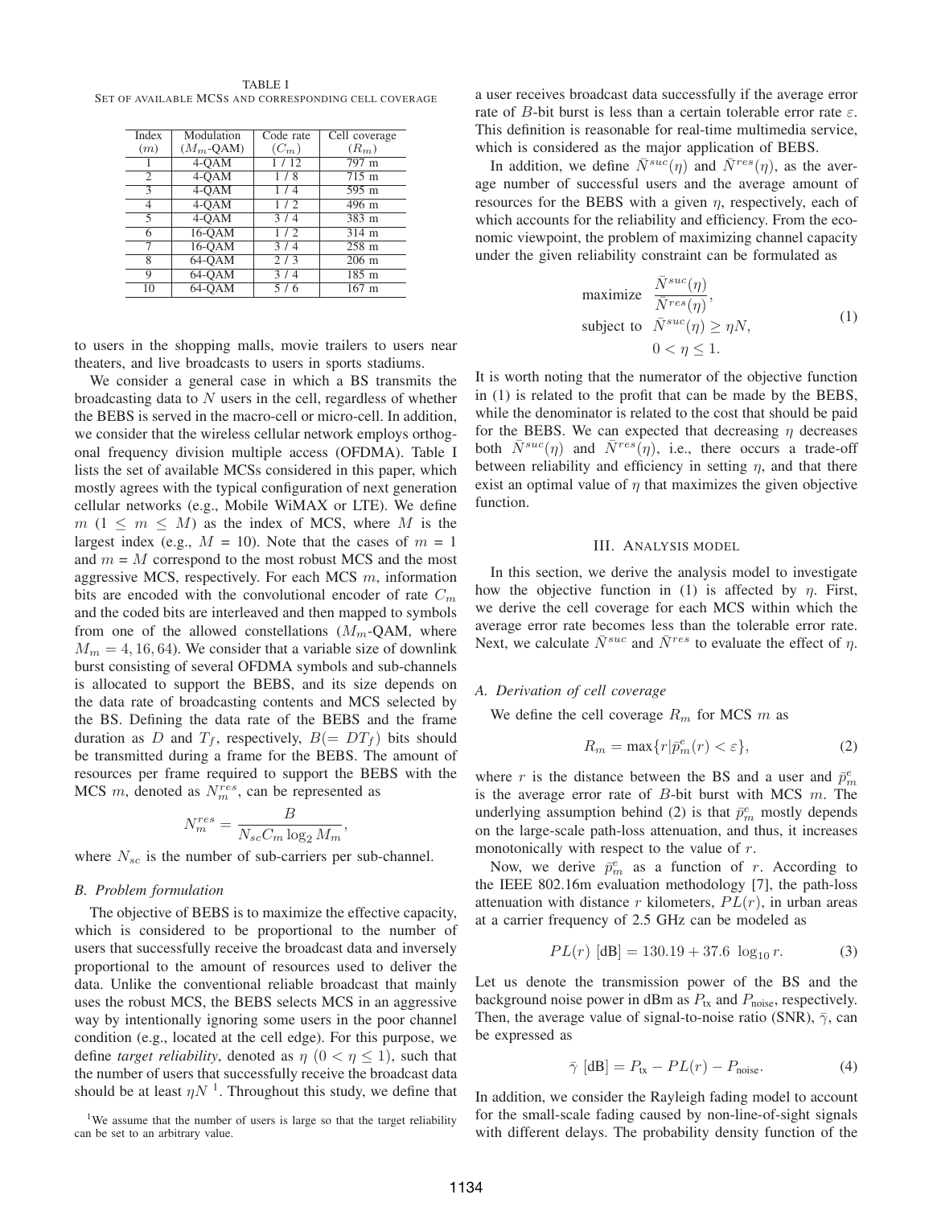TABLE I
SET OF AVAILABLE MCSS AND CORRESPONDING CELL COVERAGE

| Index ($m$) | Modulation ($M_m$-QAM) | Code rate ($C_m$) | Cell coverage ($R_m$) |
|---|---|---|---|
| 1 | 4-QAM | 1 / 12 | 797 m |
| 2 | 4-QAM | 1 / 8 | 715 m |
| 3 | 4-QAM | 1 / 4 | 595 m |
| 4 | 4-QAM | 1 / 2 | 496 m |
| 5 | 4-QAM | 3 / 4 | 383 m |
| 6 | 16-QAM | 1 / 2 | 314 m |
| 7 | 16-QAM | 3 / 4 | 258 m |
| 8 | 64-QAM | 2 / 3 | 206 m |
| 9 | 64-QAM | 3 / 4 | 185 m |
| 10 | 64-QAM | 5 / 6 | 167 m |

to users in the shopping malls, movie trailers to users near theaters, and live broadcasts to users in sports stadiums.

We consider a general case in which a BS transmits the broadcasting data to $N$ users in the cell, regardless of whether the BEBS is served in the macro-cell or micro-cell. In addition, we consider that the wireless cellular network employs orthogonal frequency division multiple access (OFDMA). Table I lists the set of available MCSs considered in this paper, which mostly agrees with the typical configuration of next generation cellular networks (e.g., Mobile WiMAX or LTE). We define $m$ ($1 \leq m \leq M$) as the index of MCS, where $M$ is the largest index (e.g., $M$ = 10). Note that the cases of $m$ = 1 and $m = M$ correspond to the most robust MCS and the most aggressive MCS, respectively. For each MCS $m$, information bits are encoded with the convolutional encoder of rate $C_m$ and the coded bits are interleaved and then mapped to symbols from one of the allowed constellations ($M_m$-QAM, where $M_m = 4, 16, 64$). We consider that a variable size of downlink burst consisting of several OFDMA symbols and sub-channels is allocated to support the BEBS, and its size depends on the data rate of broadcasting contents and MCS selected by the BS. Defining the data rate of the BEBS and the frame duration as $D$ and $T_f$, respectively, $B(= DT_f)$ bits should be transmitted during a frame for the BEBS. The amount of resources per frame required to support the BEBS with the MCS $m$, denoted as $N_m^{res}$, can be represented as

$$N_m^{res} = \frac{B}{N_{sc} C_m \log_2 M_m},$$

where $N_{sc}$ is the number of sub-carriers per sub-channel.

### B. Problem formulation

The objective of BEBS is to maximize the effective capacity, which is considered to be proportional to the number of users that successfully receive the broadcast data and inversely proportional to the amount of resources used to deliver the data. Unlike the conventional reliable broadcast that mainly uses the robust MCS, the BEBS selects MCS in an aggressive way by intentionally ignoring some users in the poor channel condition (e.g., located at the cell edge). For this purpose, we define *target reliability*, denoted as $\eta$ $(0 < \eta \leq 1)$, such that the number of users that successfully receive the broadcast data should be at least $\eta N$ [1]. Throughout this study, we define that a user receives broadcast data successfully if the average error rate of $B$-bit burst is less than a certain tolerable error rate $\varepsilon$. This definition is reasonable for real-time multimedia service, which is considered as the major application of BEBS.

[1]We assume that the number of users is large so that the target reliability can be set to an arbitrary value.

In addition, we define $\bar{N}^{suc}(\eta)$ and $\bar{N}^{res}(\eta)$, as the average number of successful users and the average amount of resources for the BEBS with a given $\eta$, respectively, each of which accounts for the reliability and efficiency. From the economic viewpoint, the problem of maximizing channel capacity under the given reliability constraint can be formulated as

$$\begin{aligned} \text{maximize} \quad & \frac{\bar{N}^{suc}(\eta)}{\bar{N}^{res}(\eta)}, \\ \text{subject to} \quad & \bar{N}^{suc}(\eta) \geq \eta N, \\ & 0 < \eta \leq 1. \end{aligned} \tag{1}$$

It is worth noting that the numerator of the objective function in (1) is related to the profit that can be made by the BEBS, while the denominator is related to the cost that should be paid for the BEBS. We can expected that decreasing $\eta$ decreases both $\bar{N}^{suc}(\eta)$ and $\bar{N}^{res}(\eta)$, i.e., there occurs a trade-off between reliability and efficiency in setting $\eta$, and that there exist an optimal value of $\eta$ that maximizes the given objective function.

## III. ANALYSIS MODEL

In this section, we derive the analysis model to investigate how the objective function in (1) is affected by $\eta$. First, we derive the cell coverage for each MCS within which the average error rate becomes less than the tolerable error rate. Next, we calculate $\bar{N}^{suc}$ and $\bar{N}^{res}$ to evaluate the effect of $\eta$.

### A. Derivation of cell coverage

We define the cell coverage $R_m$ for MCS $m$ as

$$R_m = \max\{r | \bar{p}_m^e(r) < \varepsilon\}, \tag{2}$$

where $r$ is the distance between the BS and a user and $\bar{p}_m^e$ is the average error rate of $B$-bit burst with MCS $m$. The underlying assumption behind (2) is that $\bar{p}_m^e$ mostly depends on the large-scale path-loss attenuation, and thus, it increases monotonically with respect to the value of $r$.

Now, we derive $\bar{p}_m^e$ as a function of $r$. According to the IEEE 802.16m evaluation methodology [7], the path-loss attenuation with distance $r$ kilometers, $PL(r)$, in urban areas at a carrier frequency of 2.5 GHz can be modeled as

$$PL(r) \text{ [dB]} = 130.19 + 37.6 \ \log_{10} r. \tag{3}$$

Let us denote the transmission power of the BS and the background noise power in dBm as $P_{\text{tx}}$ and $P_{\text{noise}}$, respectively. Then, the average value of signal-to-noise ratio (SNR), $\bar{\gamma}$, can be expressed as

$$\bar{\gamma} \text{ [dB]} = P_{\text{tx}} - PL(r) - P_{\text{noise}}. \tag{4}$$

In addition, we consider the Rayleigh fading model to account for the small-scale fading caused by non-line-of-sight signals with different delays. The probability density function of the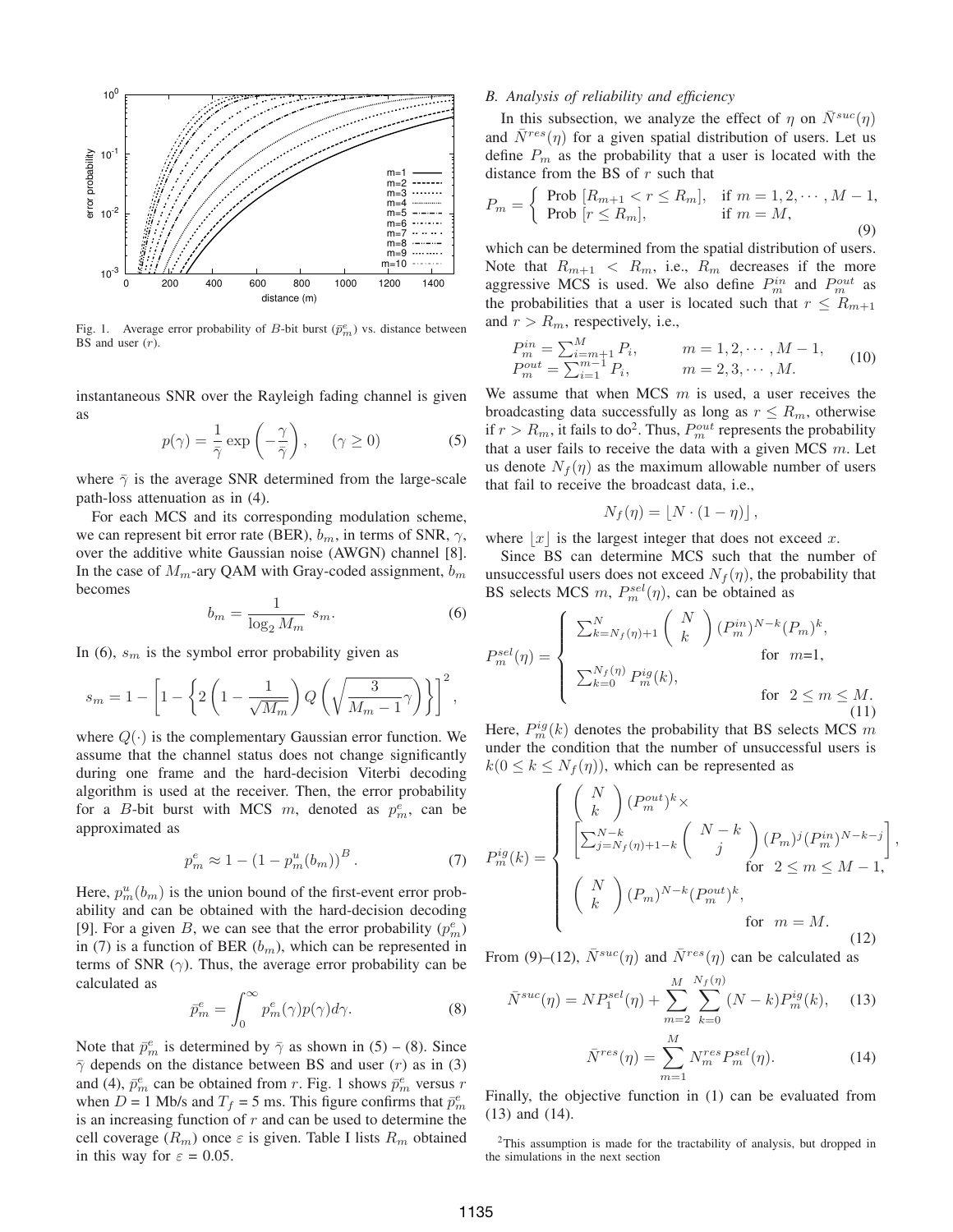Fig. 1. Average error probability of $B$-bit burst ($\bar{p}^e_m$) vs. distance between BS and user ($r$).

instantaneous SNR over the Rayleigh fading channel is given as

$$p(\gamma) = \frac{1}{\bar{\gamma}} \exp\left(-\frac{\gamma}{\bar{\gamma}}\right), \quad (\gamma \geq 0) \tag{5}$$

where $\bar{\gamma}$ is the average SNR determined from the large-scale path-loss attenuation as in (4).

For each MCS and its corresponding modulation scheme, we can represent bit error rate (BER), $b_m$, in terms of SNR, $\gamma$, over the additive white Gaussian noise (AWGN) channel [8]. In the case of $M_m$-ary QAM with Gray-coded assignment, $b_m$ becomes

$$b_m = \frac{1}{\log_2 M_m} \; s_m. \tag{6}$$

In (6), $s_m$ is the symbol error probability given as

$$s_m = 1 - \left[1 - \left\{2\left(1 - \frac{1}{\sqrt{M_m}}\right) Q\left(\sqrt{\frac{3}{M_m - 1}\gamma}\right)\right\}\right]^2,$$

where $Q(\cdot)$ is the complementary Gaussian error function. We assume that the channel status does not change significantly during one frame and the hard-decision Viterbi decoding algorithm is used at the receiver. Then, the error probability for a $B$-bit burst with MCS $m$, denoted as $p^e_m$, can be approximated as

$$p^e_m \approx 1 - \left(1 - p^u_m(b_m)\right)^B. \tag{7}$$

Here, $p^u_m(b_m)$ is the union bound of the first-event error probability and can be obtained with the hard-decision decoding [9]. For a given $B$, we can see that the error probability ($p^e_m$) in (7) is a function of BER ($b_m$), which can be represented in terms of SNR ($\gamma$). Thus, the average error probability can be calculated as

$$\bar{p}^e_m = \int_0^\infty p^e_m(\gamma) p(\gamma) d\gamma. \tag{8}$$

Note that $\bar{p}^e_m$ is determined by $\bar{\gamma}$ as shown in (5) – (8). Since $\bar{\gamma}$ depends on the distance between BS and user ($r$) as in (3) and (4), $\bar{p}^e_m$ can be obtained from $r$. Fig. 1 shows $\bar{p}^e_m$ versus $r$ when $D$ = 1 Mb/s and $T_f$ = 5 ms. This figure confirms that $\bar{p}^e_m$ is an increasing function of $r$ and can be used to determine the cell coverage ($R_m$) once $\varepsilon$ is given. Table I lists $R_m$ obtained in this way for $\varepsilon$ = 0.05.

### *B. Analysis of reliability and efficiency*

In this subsection, we analyze the effect of $\eta$ on $\bar{N}^{suc}(\eta)$ and $\bar{N}^{res}(\eta)$ for a given spatial distribution of users. Let us define $P_m$ as the probability that a user is located with the distance from the BS of $r$ such that

$$P_m = \begin{cases} \text{Prob } [R_{m+1} < r \leq R_m], & \text{if } m = 1, 2, \cdots, M-1, \\ \text{Prob } [r \leq R_m], & \text{if } m = M, \end{cases} \tag{9}$$

which can be determined from the spatial distribution of users. Note that $R_{m+1} < R_m$, i.e., $R_m$ decreases if the more aggressive MCS is used. We also define $P^{in}_m$ and $P^{out}_m$ as the probabilities that a user is located such that $r \leq R_{m+1}$ and $r > R_m$, respectively, i.e.,

$$\begin{array}{ll} P^{in}_m = \sum_{i=m+1}^{M} P_i, & m = 1, 2, \cdots, M-1, \\ P^{out}_m = \sum_{i=1}^{m-1} P_i, & m = 2, 3, \cdots, M. \end{array} \tag{10}$$

We assume that when MCS $m$ is used, a user receives the broadcasting data successfully as long as $r \leq R_m$, otherwise if $r > R_m$, it fails to do[2]. Thus, $P^{out}_m$ represents the probability that a user fails to receive the data with a given MCS $m$. Let us denote $N_f(\eta)$ as the maximum allowable number of users that fail to receive the broadcast data, i.e.,

$$N_f(\eta) = \lfloor N \cdot (1 - \eta) \rfloor,$$

where $\lfloor x \rfloor$ is the largest integer that does not exceed $x$.

Since BS can determine MCS such that the number of unsuccessful users does not exceed $N_f(\eta)$, the probability that BS selects MCS $m$, $P^{sel}_m(\eta)$, can be obtained as

$$P^{sel}_m(\eta) = \begin{cases} \sum_{k=N_f(\eta)+1}^{N} \binom{N}{k} (P^{in}_m)^{N-k} (P_m)^k, & \text{for } m=1, \\ \sum_{k=0}^{N_f(\eta)} P^{ig}_m(k), & \text{for } 2 \leq m \leq M. \end{cases} \tag{11}$$

Here, $P^{ig}_m(k)$ denotes the probability that BS selects MCS $m$ under the condition that the number of unsuccessful users is $k (0 \leq k \leq N_f(\eta))$, which can be represented as

$$P^{ig}_m(k) = \begin{cases} \binom{N}{k} (P^{out}_m)^k \times \\ \left[\sum_{j=N_f(\eta)+1-k}^{N-k} \binom{N-k}{j} (P_m)^j (P^{in}_m)^{N-k-j}\right], \\ \qquad \text{for } 2 \leq m \leq M-1, \\ \binom{N}{k} (P_m)^{N-k} (P^{out}_m)^k, \\ \qquad \text{for } m = M. \end{cases} \tag{12}$$

From (9)–(12), $\bar{N}^{suc}(\eta)$ and $\bar{N}^{res}(\eta)$ can be calculated as

$$\bar{N}^{suc}(\eta) = N P^{sel}_1(\eta) + \sum_{m=2}^{M} \sum_{k=0}^{N_f(\eta)} (N - k) P^{ig}_m(k), \tag{13}$$

$$\bar{N}^{res}(\eta) = \sum_{m=1}^{M} N^{res}_m P^{sel}_m(\eta). \tag{14}$$

Finally, the objective function in (1) can be evaluated from (13) and (14).

[2] This assumption is made for the tractability of analysis, but dropped in the simulations in the next section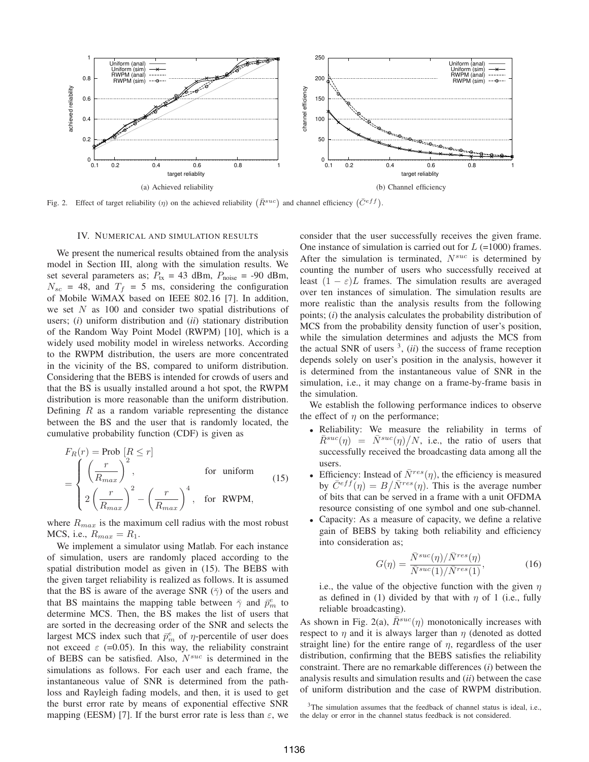(a) Achieved reliability

(b) Channel efficiency

Fig. 2. Effect of target reliability ($\eta$) on the achieved reliability $\left(\bar{R}^{suc}\right)$ and channel efficiency $\left(\bar{C}^{eff}\right)$.

## IV. Numerical and simulation results

We present the numerical results obtained from the analysis model in Section III, along with the simulation results. We set several parameters as; $P_{\text{tx}}$ = 43 dBm, $P_{\text{noise}}$ = -90 dBm, $N_{sc}$ = 48, and $T_f$ = 5 ms, considering the configuration of Mobile WiMAX based on IEEE 802.16 [7]. In addition, we set $N$ as 100 and consider two spatial distributions of users; (*i*) uniform distribution and (*ii*) stationary distribution of the Random Way Point Model (RWPM) [10], which is a widely used mobility model in wireless networks. According to the RWPM distribution, the users are more concentrated in the vicinity of the BS, compared to uniform distribution. Considering that the BEBS is intended for crowds of users and that the BS is usually installed around a hot spot, the RWPM distribution is more reasonable than the uniform distribution. Defining $R$ as a random variable representing the distance between the BS and the user that is randomly located, the cumulative probability function (CDF) is given as

$$F_R(r) = \text{Prob}\ [R \leq r] = \begin{cases} \left(\dfrac{r}{R_{max}}\right)^2, & \text{for uniform} \\ 2\left(\dfrac{r}{R_{max}}\right)^2 - \left(\dfrac{r}{R_{max}}\right)^4, & \text{for RWPM,} \end{cases} \tag{15}$$

where $R_{max}$ is the maximum cell radius with the most robust MCS, i.e., $R_{max} = R_1$.

We implement a simulator using Matlab. For each instance of simulation, users are randomly placed according to the spatial distribution model as given in (15). The BEBS with the given target reliability is realized as follows. It is assumed that the BS is aware of the average SNR ($\bar{\gamma}$) of the users and that BS maintains the mapping table between $\bar{\gamma}$ and $\bar{p}^e_m$ to determine MCS. Then, the BS makes the list of users that are sorted in the decreasing order of the SNR and selects the largest MCS index such that $\bar{p}^e_m$ of $\eta$-percentile of user does not exceed $\varepsilon$ (=0.05). In this way, the reliability constraint of BEBS can be satisfied. Also, $N^{suc}$ is determined in the simulations as follows. For each user and each frame, the instantaneous value of SNR is determined from the path-loss and Rayleigh fading models, and then, it is used to get the burst error rate by means of exponential effective SNR mapping (EESM) [7]. If the burst error rate is less than $\varepsilon$, we consider that the user successfully receives the given frame. One instance of simulation is carried out for $L$ (=1000) frames. After the simulation is terminated, $N^{suc}$ is determined by counting the number of users who successfully received at least $(1-\varepsilon)L$ frames. The simulation results are averaged over ten instances of simulation. The simulation results are more realistic than the analysis results from the following points; (*i*) the analysis calculates the probability distribution of MCS from the probability density function of user's position, while the simulation determines and adjusts the MCS from the actual SNR of users [3], (*ii*) the success of frame reception depends solely on user's position in the analysis, however it is determined from the instantaneous value of SNR in the simulation, i.e., it may change on a frame-by-frame basis in the simulation.

We establish the following performance indices to observe the effect of $\eta$ on the performance;

- Reliability: We measure the reliability in terms of $\bar{R}^{suc}(\eta) = \bar{N}^{suc}(\eta)\big/N$, i.e., the ratio of users that successfully received the broadcasting data among all the users.
- Efficiency: Instead of $\bar{N}^{res}(\eta)$, the efficiency is measured by $\bar{C}^{eff}(\eta) = B\big/\bar{N}^{res}(\eta)$. This is the average number of bits that can be served in a frame with a unit OFDMA resource consisting of one symbol and one sub-channel.
- Capacity: As a measure of capacity, we define a relative gain of BEBS by taking both reliability and efficiency into consideration as;

$$G(\eta) = \frac{\bar{N}^{suc}(\eta)/\bar{N}^{res}(\eta)}{\bar{N}^{suc}(1)/\bar{N}^{res}(1)}, \tag{16}$$

i.e., the value of the objective function with the given $\eta$ as defined in (1) divided by that with $\eta$ of 1 (i.e., fully reliable broadcasting).

As shown in Fig. 2(a), $\bar{R}^{suc}(\eta)$ monotonically increases with respect to $\eta$ and it is always larger than $\eta$ (denoted as dotted straight line) for the entire range of $\eta$, regardless of the user distribution, confirming that the BEBS satisfies the reliability constraint. There are no remarkable differences (*i*) between the analysis results and simulation results and (*ii*) between the case of uniform distribution and the case of RWPM distribution.

[3] The simulation assumes that the feedback of channel status is ideal, i.e., the delay or error in the channel status feedback is not considered.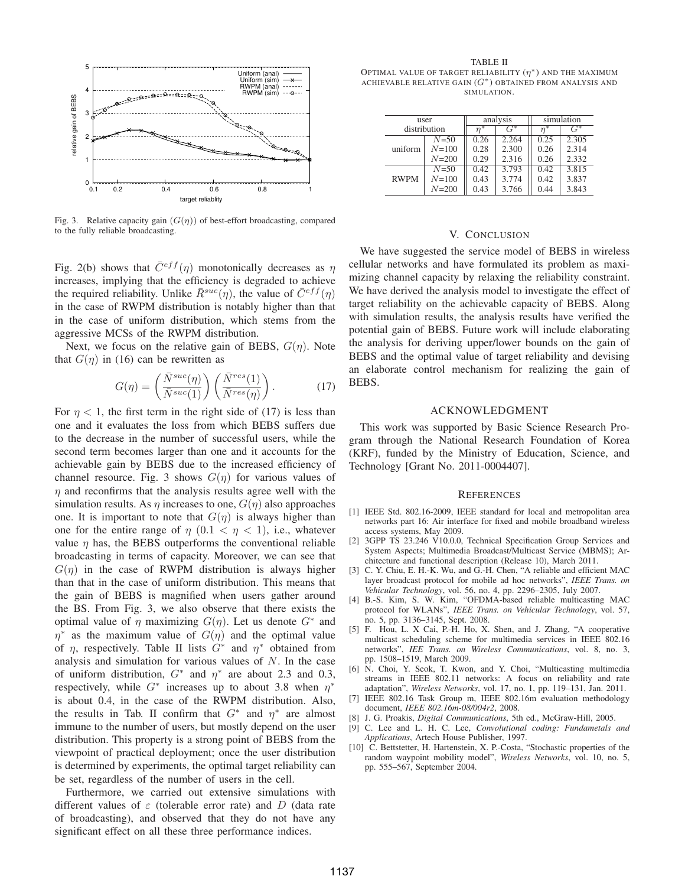5
4
3
2
1
0
0.1 0.2 0.4 0.6 0.8 1
relative gain of BEBS
target reliablity
Uniform (anal)
Uniform (sim)
RWPM (anal)
RWPM (sim)

Fig. 3. Relative capacity gain ($G(\eta)$) of best-effort broadcasting, compared to the fully reliable broadcasting.

Fig. 2(b) shows that $\bar{C}^{eff}(\eta)$ monotonically decreases as $\eta$ increases, implying that the efficiency is degraded to achieve the required reliability. Unlike $\bar{R}^{suc}(\eta)$, the value of $\bar{C}^{eff}(\eta)$ in the case of RWPM distribution is notably higher than that in the case of uniform distribution, which stems from the aggressive MCSs of the RWPM distribution.

Next, we focus on the relative gain of BEBS, $G(\eta)$. Note that $G(\eta)$ in (16) can be rewritten as

$$G(\eta) = \left(\frac{\bar{N}^{suc}(\eta)}{\bar{N}^{suc}(1)}\right)\left(\frac{\bar{N}^{res}(1)}{\bar{N}^{res}(\eta)}\right). \qquad (17)$$

For $\eta < 1$, the first term in the right side of (17) is less than one and it evaluates the loss from which BEBS suffers due to the decrease in the number of successful users, while the second term becomes larger than one and it accounts for the achievable gain by BEBS due to the increased efficiency of channel resource. Fig. 3 shows $G(\eta)$ for various values of $\eta$ and reconfirms that the analysis results agree well with the simulation results. As $\eta$ increases to one, $G(\eta)$ also approaches one. It is important to note that $G(\eta)$ is always higher than one for the entire range of $\eta$ $(0.1 < \eta < 1)$, i.e., whatever value $\eta$ has, the BEBS outperforms the conventional reliable broadcasting in terms of capacity. Moreover, we can see that $G(\eta)$ in the case of RWPM distribution is always higher than that in the case of uniform distribution. This means that the gain of BEBS is magnified when users gather around the BS. From Fig. 3, we also observe that there exists the optimal value of $\eta$ maximizing $G(\eta)$. Let us denote $G^*$ and $\eta^*$ as the maximum value of $G(\eta)$ and the optimal value of $\eta$, respectively. Table II lists $G^*$ and $\eta^*$ obtained from analysis and simulation for various values of $N$. In the case of uniform distribution, $G^*$ and $\eta^*$ are about 2.3 and 0.3, respectively, while $G^*$ increases up to about 3.8 when $\eta^*$ is about 0.4, in the case of the RWPM distribution. Also, the results in Tab. II confirm that $G^*$ and $\eta^*$ are almost immune to the number of users, but mostly depend on the user distribution. This property is a strong point of BEBS from the viewpoint of practical deployment; once the user distribution is determined by experiments, the optimal target reliability can be set, regardless of the number of users in the cell.

Furthermore, we carried out extensive simulations with different values of $\varepsilon$ (tolerable error rate) and $D$ (data rate of broadcasting), and observed that they do not have any significant effect on all these three performance indices.

TABLE II
OPTIMAL VALUE OF TARGET RELIABILITY ($\eta^*$) AND THE MAXIMUM ACHIEVABLE RELATIVE GAIN ($G^*$) OBTAINED FROM ANALYSIS AND SIMULATION.

| user distribution | | analysis | | simulation | |
|---|---|---|---|---|---|
| | | $\eta^*$ | $G^*$ | $\eta^*$ | $G^*$ |
| uniform | $N$=50 | 0.26 | 2.264 | 0.25 | 2.305 |
| | $N$=100 | 0.28 | 2.300 | 0.26 | 2.314 |
| | $N$=200 | 0.29 | 2.316 | 0.26 | 2.332 |
| RWPM | $N$=50 | 0.42 | 3.793 | 0.42 | 3.815 |
| | $N$=100 | 0.43 | 3.774 | 0.42 | 3.837 |
| | $N$=200 | 0.43 | 3.766 | 0.44 | 3.843 |

## V. Conclusion

We have suggested the service model of BEBS in wireless cellular networks and have formulated its problem as maximizing channel capacity by relaxing the reliability constraint. We have derived the analysis model to investigate the effect of target reliability on the achievable capacity of BEBS. Along with simulation results, the analysis results have verified the potential gain of BEBS. Future work will include elaborating the analysis for deriving upper/lower bounds on the gain of BEBS and the optimal value of target reliability and devising an elaborate control mechanism for realizing the gain of BEBS.

## Acknowledgment

This work was supported by Basic Science Research Program through the National Research Foundation of Korea (KRF), funded by the Ministry of Education, Science, and Technology [Grant No. 2011-0004407].

## References

[1] IEEE Std. 802.16-2009, IEEE standard for local and metropolitan area networks part 16: Air interface for fixed and mobile broadband wireless access systems, May 2009.

[2] 3GPP TS 23.246 V10.0.0, Technical Specification Group Services and System Aspects; Multimedia Broadcast/Multicast Service (MBMS); Architecture and functional description (Release 10), March 2011.

[3] C. Y. Chiu, E. H.-K. Wu, and G.-H. Chen, "A reliable and efficient MAC layer broadcast protocol for mobile ad hoc networks", *IEEE Trans. on Vehicular Technology*, vol. 56, no. 4, pp. 2296–2305, July 2007.

[4] B.-S. Kim, S. W. Kim, "OFDMA-based reliable multicasting MAC protocol for WLANs", *IEEE Trans. on Vehicular Technology*, vol. 57, no. 5, pp. 3136–3145, Sept. 2008.

[5] F. Hou, L. X Cai, P.-H. Ho, X. Shen, and J. Zhang, "A cooperative multicast scheduling scheme for multimedia services in IEEE 802.16 networks", *IEE Trans. on Wireless Communications*, vol. 8, no. 3, pp. 1508–1519, March 2009.

[6] N. Choi, Y. Seok, T. Kwon, and Y. Choi, "Multicasting multimedia streams in IEEE 802.11 networks: A focus on reliability and rate adaptation", *Wireless Networks*, vol. 17, no. 1, pp. 119–131, Jan. 2011.

[7] IEEE 802.16 Task Group m, IEEE 802.16m evaluation methodology document, *IEEE 802.16m-08/004r2*, 2008.

[8] J. G. Proakis, *Digital Communications*, 5th ed., McGraw-Hill, 2005.

[9] C. Lee and L. H. C. Lee, *Convolutional coding: Fundametals and Applications*, Artech House Publisher, 1997.

[10] C. Bettstetter, H. Hartenstein, X. P.-Costa, "Stochastic properties of the random waypoint mobility model", *Wireless Networks*, vol. 10, no. 5, pp. 555–567, September 2004.